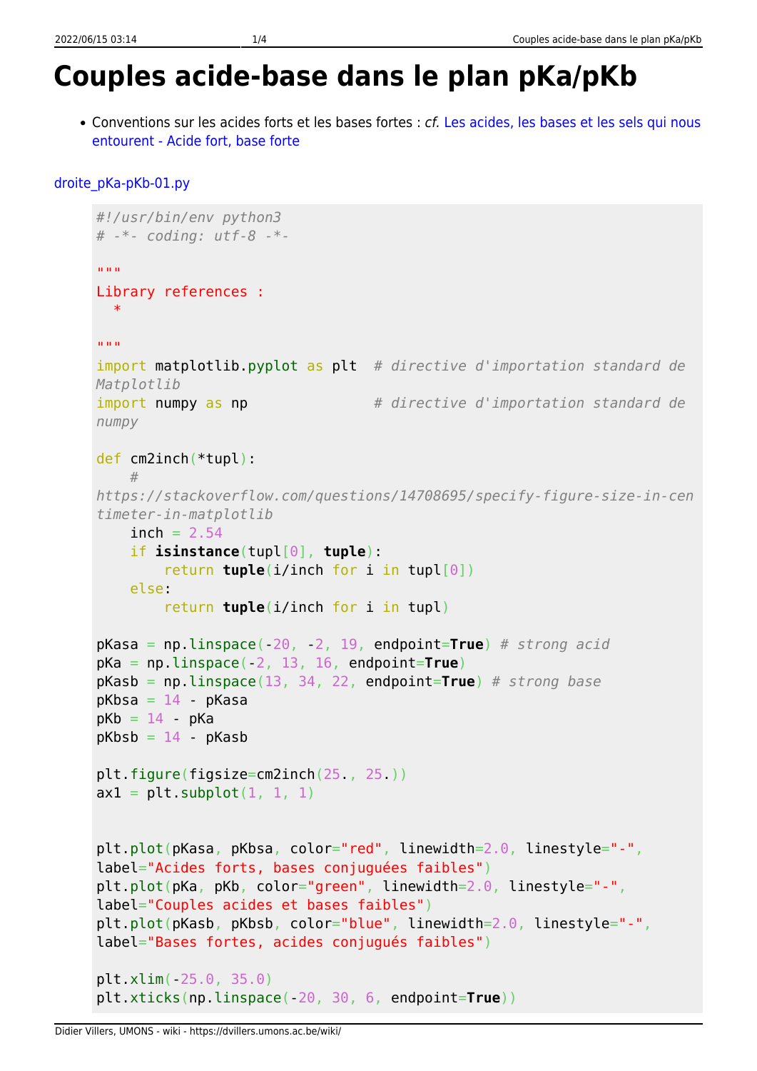# Couples acide-base dans le plan pKa/pKb

- Conventions sur les acides forts et les bases fortes : *cf.* Les acides, les bases et les sels qui nous entourent - Acide fort, base forte

droite_pKa-pKb-01.py

```python
#!/usr/bin/env python3
# -*- coding: utf-8 -*-

"""
Library references :
  *

"""
import matplotlib.pyplot as plt  # directive d'importation standard de Matplotlib
import numpy as np               # directive d'importation standard de numpy

def cm2inch(*tupl):
    # https://stackoverflow.com/questions/14708695/specify-figure-size-in-centimeter-in-matplotlib
    inch = 2.54
    if isinstance(tupl[0], tuple):
        return tuple(i/inch for i in tupl[0])
    else:
        return tuple(i/inch for i in tupl)

pKasa = np.linspace(-20, -2, 19, endpoint=True) # strong acid
pKa = np.linspace(-2, 13, 16, endpoint=True)
pKasb = np.linspace(13, 34, 22, endpoint=True) # strong base
pKbsa = 14 - pKasa
pKb = 14 - pKa
pKbsb = 14 - pKasb

plt.figure(figsize=cm2inch(25., 25.))
ax1 = plt.subplot(1, 1, 1)


plt.plot(pKasa, pKbsa, color="red", linewidth=2.0, linestyle="-", label="Acides forts, bases conjuguées faibles")
plt.plot(pKa, pKb, color="green", linewidth=2.0, linestyle="-", label="Couples acides et bases faibles")
plt.plot(pKasb, pKbsb, color="blue", linewidth=2.0, linestyle="-", label="Bases fortes, acides conjugués faibles")

plt.xlim(-25.0, 35.0)
plt.xticks(np.linspace(-20, 30, 6, endpoint=True))
```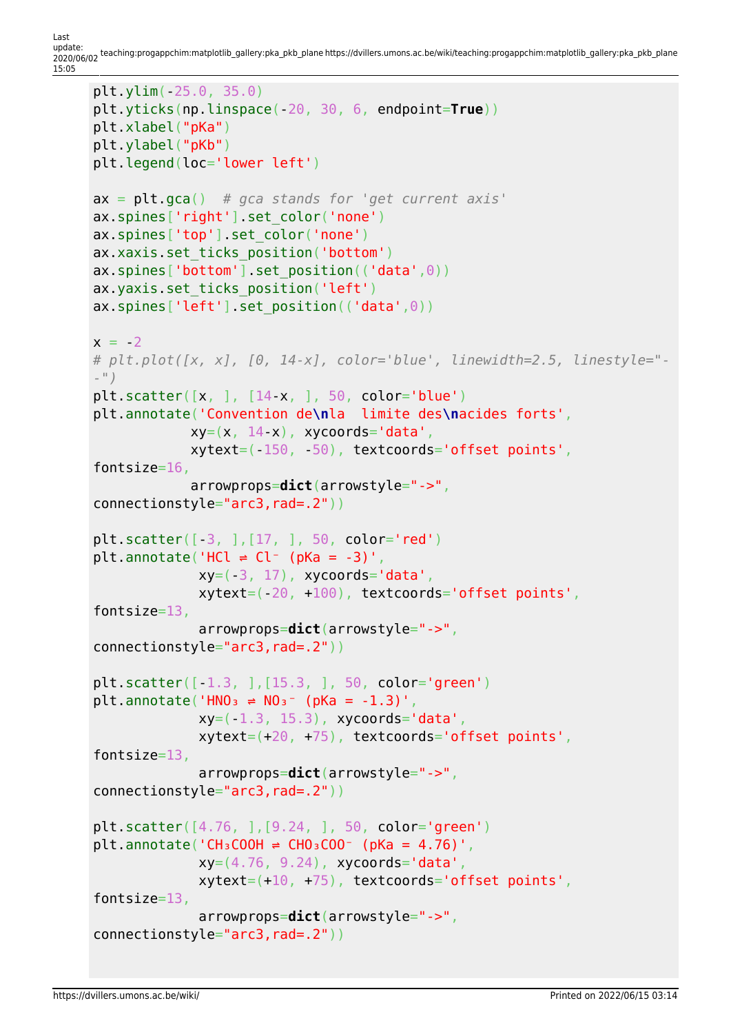```
plt.ylim(-25.0, 35.0)
plt.yticks(np.linspace(-20, 30, 6, endpoint=True))
plt.xlabel("pKa")
plt.ylabel("pKb")
plt.legend(loc='lower left')

ax = plt.gca()  # gca stands for 'get current axis'
ax.spines['right'].set_color('none')
ax.spines['top'].set_color('none')
ax.xaxis.set_ticks_position('bottom')
ax.spines['bottom'].set_position(('data',0))
ax.yaxis.set_ticks_position('left')
ax.spines['left'].set_position(('data',0))

x = -2
# plt.plot([x, x], [0, 14-x], color='blue', linewidth=2.5, linestyle="--")
plt.scatter([x, ], [14-x, ], 50, color='blue')
plt.annotate('Convention de\nla  limite des\nacides forts',
            xy=(x, 14-x), xycoords='data',
            xytext=(-150, -50), textcoords='offset points',
fontsize=16,
            arrowprops=dict(arrowstyle="->",
connectionstyle="arc3,rad=.2"))

plt.scatter([-3, ],[17, ], 50, color='red')
plt.annotate('HCl ⇌ Cl⁻ (pKa = -3)',
             xy=(-3, 17), xycoords='data',
             xytext=(-20, +100), textcoords='offset points',
fontsize=13,
             arrowprops=dict(arrowstyle="->",
connectionstyle="arc3,rad=.2"))

plt.scatter([-1.3, ],[15.3, ], 50, color='green')
plt.annotate('HNO₃ ⇌ NO₃⁻ (pKa = -1.3)',
             xy=(-1.3, 15.3), xycoords='data',
             xytext=(+20, +75), textcoords='offset points',
fontsize=13,
             arrowprops=dict(arrowstyle="->",
connectionstyle="arc3,rad=.2"))

plt.scatter([4.76, ],[9.24, ], 50, color='green')
plt.annotate('CH₃COOH ⇌ CHO₃COO⁻ (pKa = 4.76)',
             xy=(4.76, 9.24), xycoords='data',
             xytext=(+10, +75), textcoords='offset points',
fontsize=13,
             arrowprops=dict(arrowstyle="->",
connectionstyle="arc3,rad=.2"))
```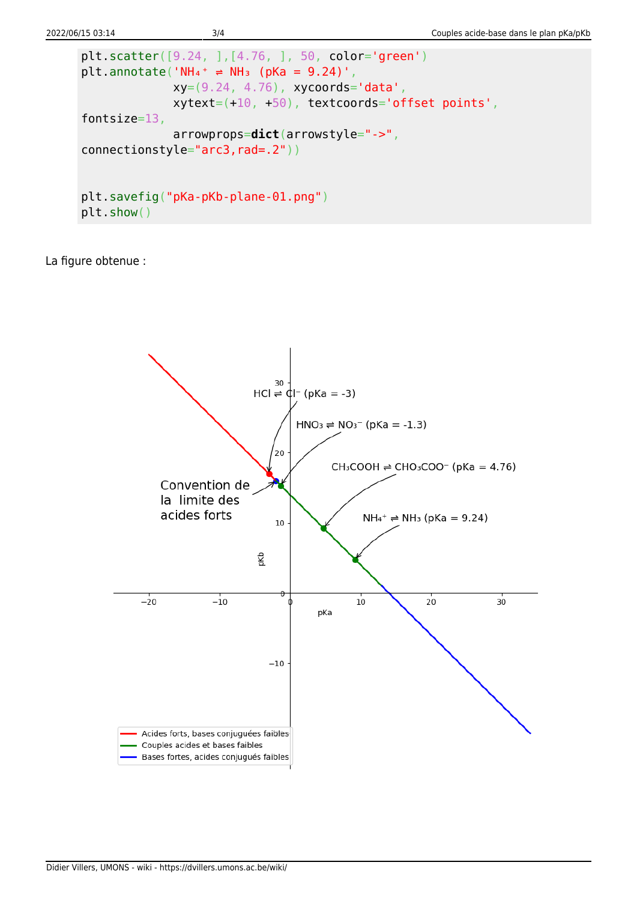```
plt.scatter([9.24, ],[4.76, ], 50, color='green')
plt.annotate('NH₄⁺ ⇌ NH₃ (pKa = 9.24)',
            xy=(9.24, 4.76), xycoords='data',
            xytext=(+10, +50), textcoords='offset points',
fontsize=13,
            arrowprops=dict(arrowstyle="->",
connectionstyle="arc3,rad=.2"))


plt.savefig("pKa-pKb-plane-01.png")
plt.show()
```

La figure obtenue :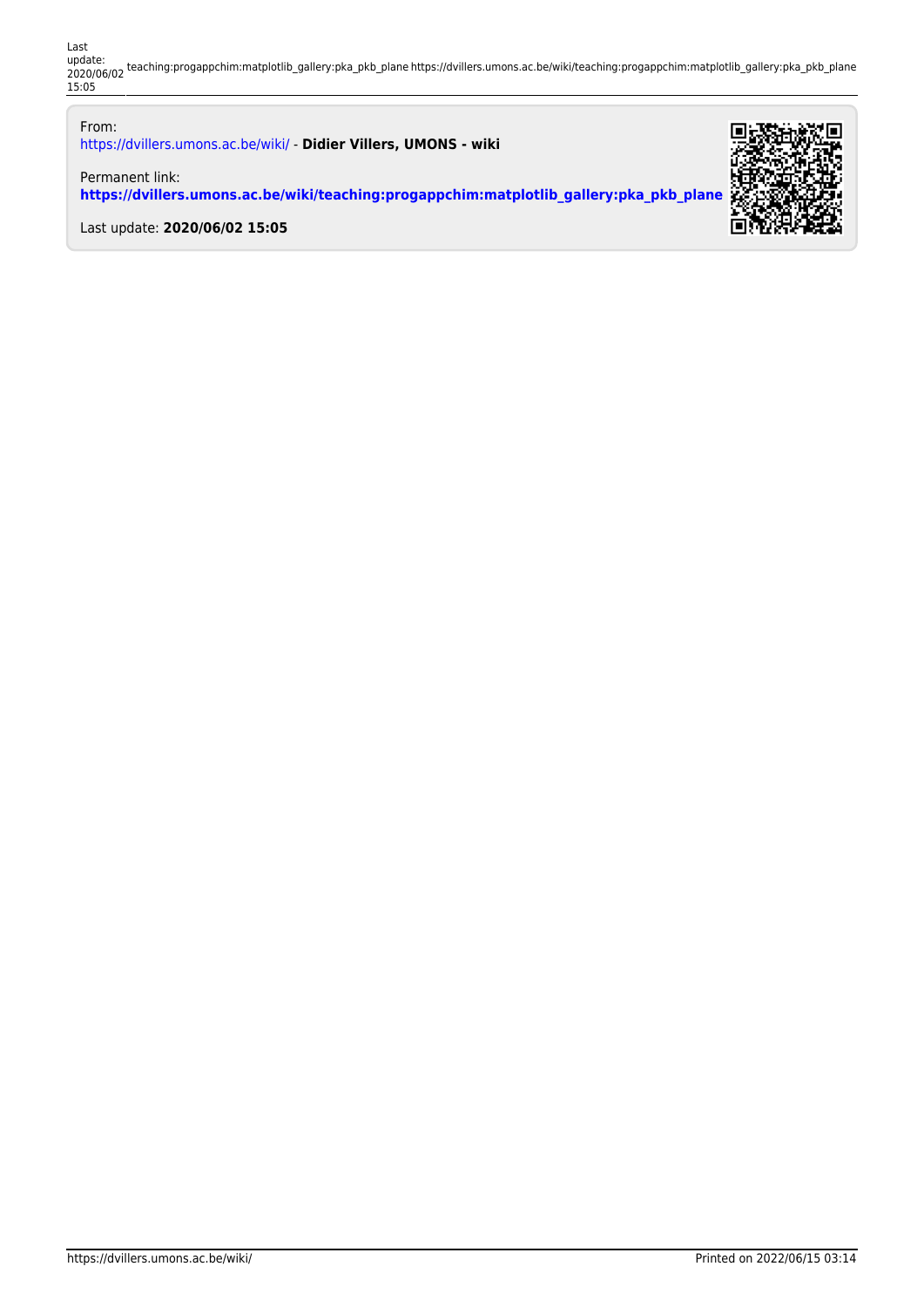From:
https://dvillers.umons.ac.be/wiki/ - **Didier Villers, UMONS - wiki**

Permanent link:
**https://dvillers.umons.ac.be/wiki/teaching:progappchim:matplotlib_gallery:pka_pkb_plane**

Last update: **2020/06/02 15:05**